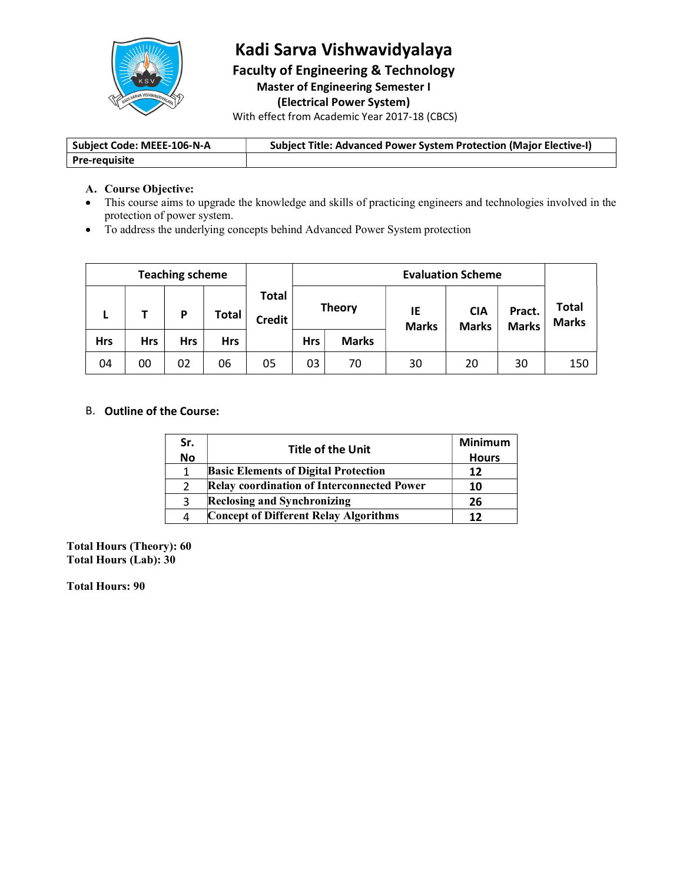# Kadi Sarva Vishwavidyalaya

## Faculty of Engineering & Technology

### Master of Engineering Semester I

### (Electrical Power System)

With effect from Academic Year 2017-18 (CBCS)

| Subject Code: MEEE-106-N-A | Subject Title: Advanced Power System Protection (Major Elective-I) |
|---|---|
| Pre-requisite | |

**A. Course Objective:**

- This course aims to upgrade the knowledge and skills of practicing engineers and technologies involved in the protection of power system.
- To address the underlying concepts behind Advanced Power System protection

| Teaching scheme | | | | Total Credit | Evaluation Scheme | | | | | Total Marks |
|---|---|---|---|---|---|---|---|---|---|---|
| L | T | P | Total | | Theory | | IE Marks | CIA Marks | Pract. Marks | |
| Hrs | Hrs | Hrs | Hrs | | Hrs | Marks | | | | |
| 04 | 00 | 02 | 06 | 05 | 03 | 70 | 30 | 20 | 30 | 150 |

B. **Outline of the Course:**

| Sr. No | Title of the Unit | Minimum Hours |
|---|---|---|
| 1 | **Basic Elements of Digital Protection** | **12** |
| 2 | **Relay coordination of Interconnected Power** | **10** |
| 3 | **Reclosing and Synchronizing** | **26** |
| 4 | **Concept of Different Relay Algorithms** | **12** |

**Total Hours (Theory): 60**
**Total Hours (Lab): 30**

**Total Hours: 90**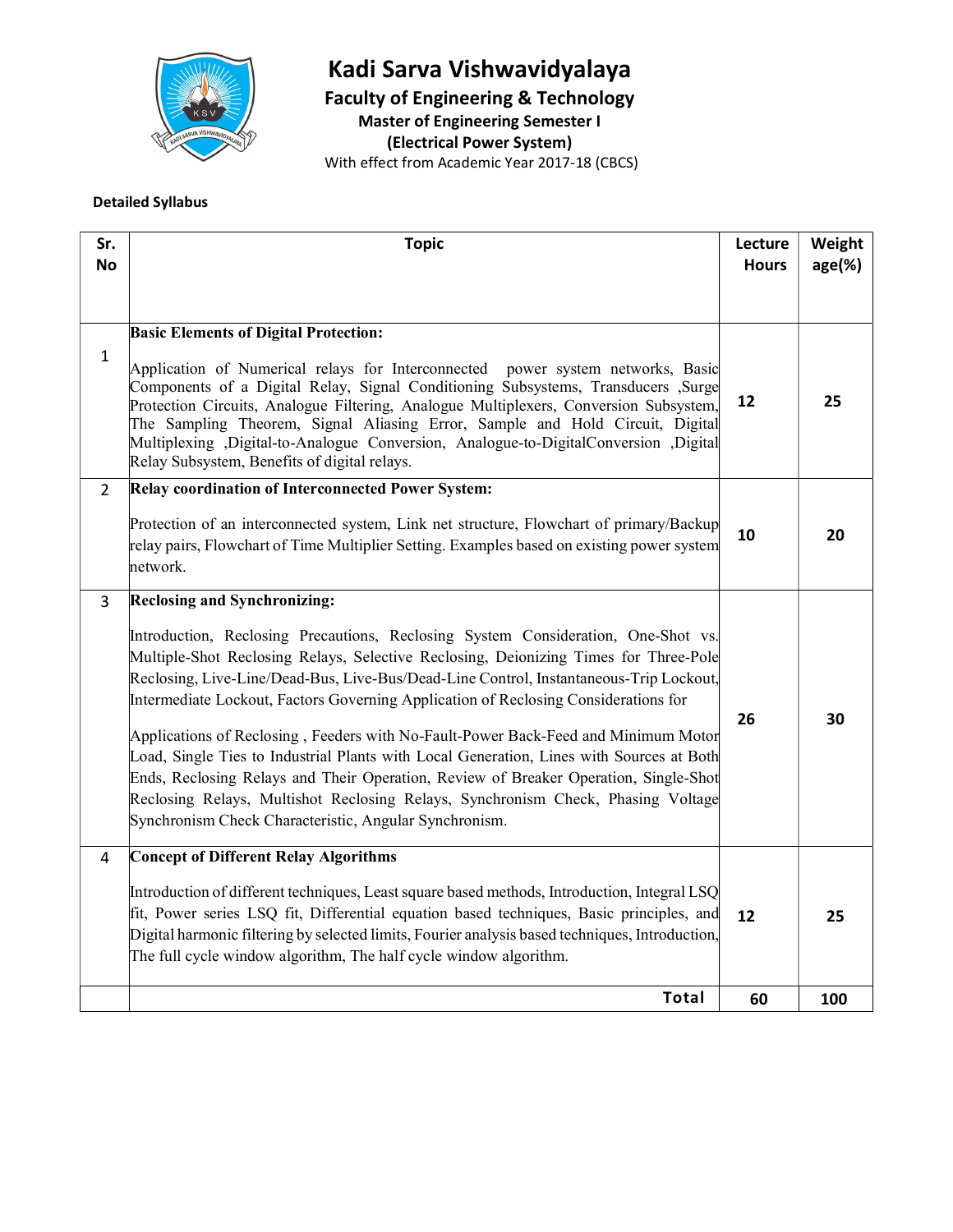# Kadi Sarva Vishwavidyalaya

## Faculty of Engineering & Technology

### Master of Engineering Semester I

### (Electrical Power System)

With effect from Academic Year 2017-18 (CBCS)

**Detailed Syllabus**

| Sr. No | Topic | Lecture Hours | Weight age(%) |
|---|---|---|---|
| 1 | **Basic Elements of Digital Protection:**<br><br>Application of Numerical relays for Interconnected power system networks, Basic Components of a Digital Relay, Signal Conditioning Subsystems, Transducers ,Surge Protection Circuits, Analogue Filtering, Analogue Multiplexers, Conversion Subsystem, The Sampling Theorem, Signal Aliasing Error, Sample and Hold Circuit, Digital Multiplexing ,Digital-to-Analogue Conversion, Analogue-to-DigitalConversion ,Digital Relay Subsystem, Benefits of digital relays. | 12 | 25 |
| 2 | **Relay coordination of Interconnected Power System:**<br><br>Protection of an interconnected system, Link net structure, Flowchart of primary/Backup relay pairs, Flowchart of Time Multiplier Setting. Examples based on existing power system network. | 10 | 20 |
| 3 | **Reclosing and Synchronizing:**<br><br>Introduction, Reclosing Precautions, Reclosing System Consideration, One-Shot vs. Multiple-Shot Reclosing Relays, Selective Reclosing, Deionizing Times for Three-Pole Reclosing, Live-Line/Dead-Bus, Live-Bus/Dead-Line Control, Instantaneous-Trip Lockout, Intermediate Lockout, Factors Governing Application of Reclosing Considerations for<br><br>Applications of Reclosing , Feeders with No-Fault-Power Back-Feed and Minimum Motor Load, Single Ties to Industrial Plants with Local Generation, Lines with Sources at Both Ends, Reclosing Relays and Their Operation, Review of Breaker Operation, Single-Shot Reclosing Relays, Multishot Reclosing Relays, Synchronism Check, Phasing Voltage Synchronism Check Characteristic, Angular Synchronism. | 26 | 30 |
| 4 | **Concept of Different Relay Algorithms**<br><br>Introduction of different techniques, Least square based methods, Introduction, Integral LSQ fit, Power series LSQ fit, Differential equation based techniques, Basic principles, and Digital harmonic filtering by selected limits, Fourier analysis based techniques, Introduction, The full cycle window algorithm, The half cycle window algorithm. | 12 | 25 |
| | **Total** | **60** | **100** |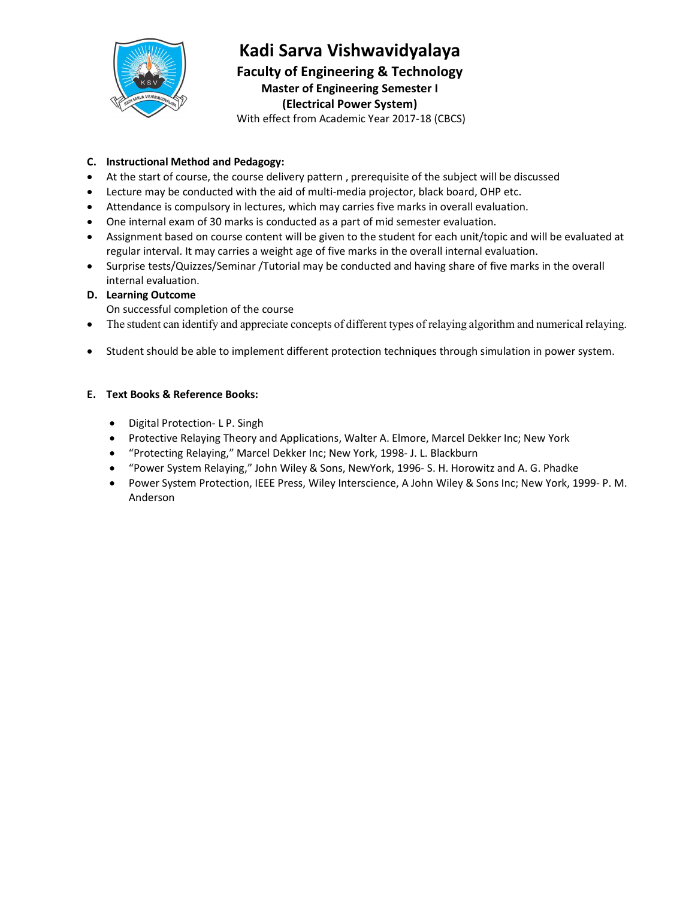### C. Instructional Method and Pedagogy:

- At the start of course, the course delivery pattern , prerequisite of the subject will be discussed
- Lecture may be conducted with the aid of multi-media projector, black board, OHP etc.
- Attendance is compulsory in lectures, which may carries five marks in overall evaluation.
- One internal exam of 30 marks is conducted as a part of mid semester evaluation.
- Assignment based on course content will be given to the student for each unit/topic and will be evaluated at regular interval. It may carries a weight age of five marks in the overall internal evaluation.
- Surprise tests/Quizzes/Seminar /Tutorial may be conducted and having share of five marks in the overall internal evaluation.

### D. Learning Outcome

On successful completion of the course

- The student can identify and appreciate concepts of different types of relaying algorithm and numerical relaying.
- Student should be able to implement different protection techniques through simulation in power system.

### E. Text Books & Reference Books:

- Digital Protection- L P. Singh
- Protective Relaying Theory and Applications, Walter A. Elmore, Marcel Dekker Inc; New York
- "Protecting Relaying," Marcel Dekker Inc; New York, 1998- J. L. Blackburn
- "Power System Relaying," John Wiley & Sons, NewYork, 1996- S. H. Horowitz and A. G. Phadke
- Power System Protection, IEEE Press, Wiley Interscience, A John Wiley & Sons Inc; New York, 1999- P. M. Anderson